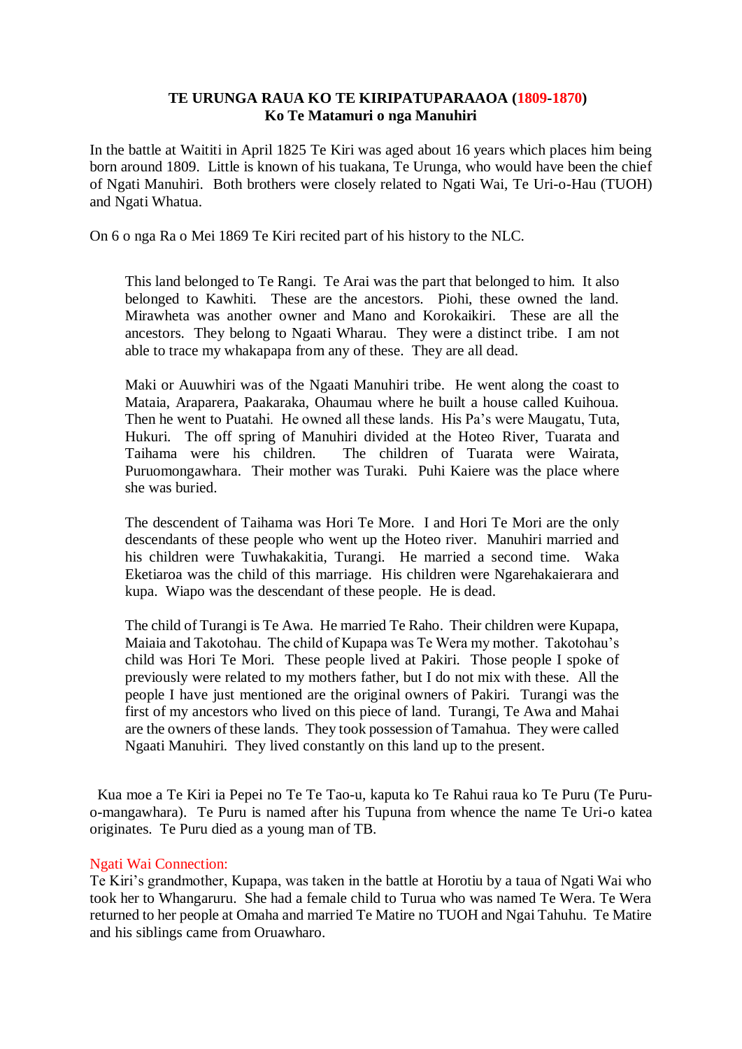**TE URUNGA RAUA KO TE KIRIPATUPARAAOA (1809-1870)**
**Ko Te Matamuri o nga Manuhiri**

In the battle at Waititi in April 1825 Te Kiri was aged about 16 years which places him being born around 1809. Little is known of his tuakana, Te Urunga, who would have been the chief of Ngati Manuhiri. Both brothers were closely related to Ngati Wai, Te Uri-o-Hau (TUOH) and Ngati Whatua.

On 6 o nga Ra o Mei 1869 Te Kiri recited part of his history to the NLC.

> This land belonged to Te Rangi. Te Arai was the part that belonged to him. It also belonged to Kawhiti. These are the ancestors. Piohi, these owned the land. Mirawheta was another owner and Mano and Korokaikiri. These are all the ancestors. They belong to Ngaati Wharau. They were a distinct tribe. I am not able to trace my whakapapa from any of these. They are all dead.
>
> Maki or Auuwhiri was of the Ngaati Manuhiri tribe. He went along the coast to Mataia, Araparera, Paakaraka, Ohaumau where he built a house called Kuihoua. Then he went to Puatahi. He owned all these lands. His Pa's were Maugatu, Tuta, Hukuri. The off spring of Manuhiri divided at the Hoteo River, Tuarata and Taihama were his children. The children of Tuarata were Wairata, Puruomongawhara. Their mother was Turaki. Puhi Kaiere was the place where she was buried.
>
> The descendent of Taihama was Hori Te More. I and Hori Te Mori are the only descendants of these people who went up the Hoteo river. Manuhiri married and his children were Tuwhakakitia, Turangi. He married a second time. Waka Eketiaroa was the child of this marriage. His children were Ngarehakaierara and kupa. Wiapo was the descendant of these people. He is dead.
>
> The child of Turangi is Te Awa. He married Te Raho. Their children were Kupapa, Maiaia and Takotohau. The child of Kupapa was Te Wera my mother. Takotohau's child was Hori Te Mori. These people lived at Pakiri. Those people I spoke of previously were related to my mothers father, but I do not mix with these. All the people I have just mentioned are the original owners of Pakiri. Turangi was the first of my ancestors who lived on this piece of land. Turangi, Te Awa and Mahai are the owners of these lands. They took possession of Tamahua. They were called Ngaati Manuhiri. They lived constantly on this land up to the present.

Kua moe a Te Kiri ia Pepei no Te Te Tao-u, kaputa ko Te Rahui raua ko Te Puru (Te Puru-o-mangawhara). Te Puru is named after his Tupuna from whence the name Te Uri-o katea originates. Te Puru died as a young man of TB.

Ngati Wai Connection:
Te Kiri's grandmother, Kupapa, was taken in the battle at Horotiu by a taua of Ngati Wai who took her to Whangaruru. She had a female child to Turua who was named Te Wera. Te Wera returned to her people at Omaha and married Te Matire no TUOH and Ngai Tahuhu. Te Matire and his siblings came from Oruawharo.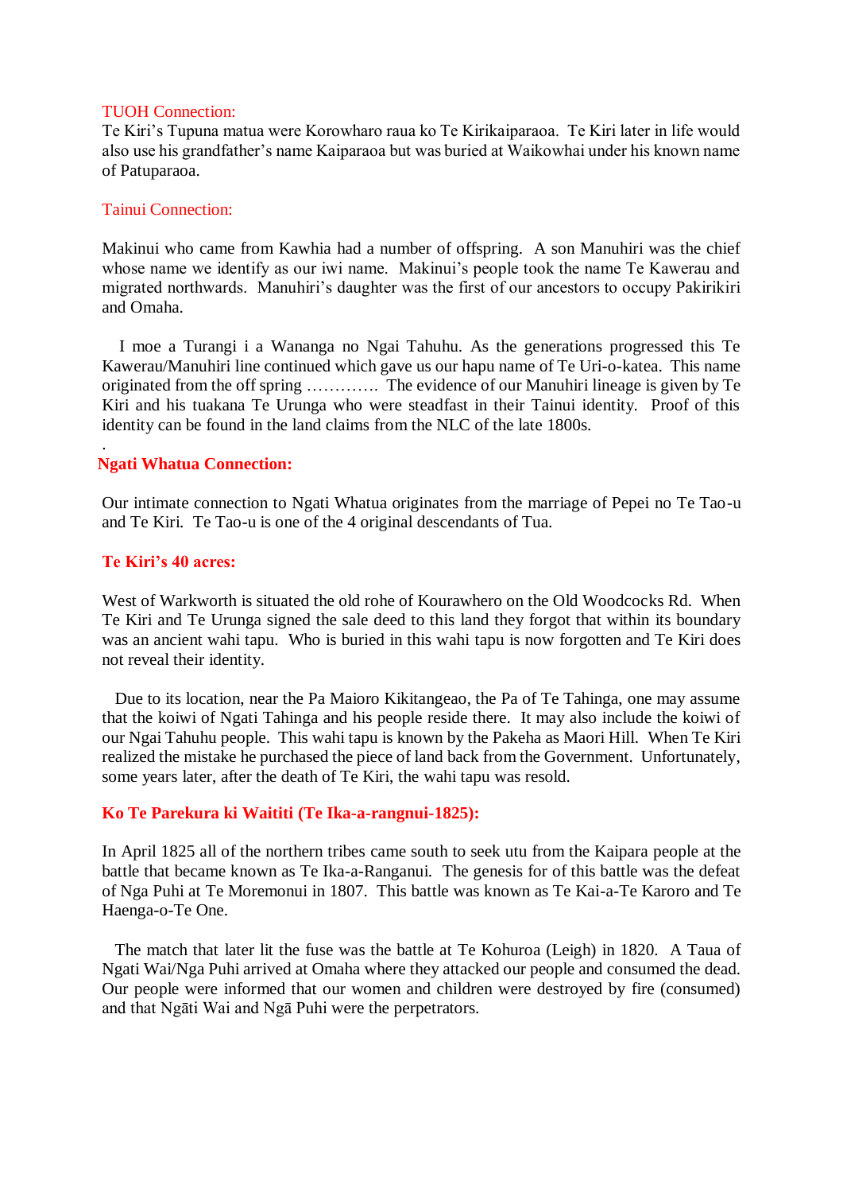## TUOH Connection:

Te Kiri's Tupuna matua were Korowharo raua ko Te Kirikaiparaoa. Te Kiri later in life would also use his grandfather's name Kaiparaoa but was buried at Waikowhai under his known name of Patuparaoa.

## Tainui Connection:

Makinui who came from Kawhia had a number of offspring. A son Manuhiri was the chief whose name we identify as our iwi name. Makinui's people took the name Te Kawerau and migrated northwards. Manuhiri's daughter was the first of our ancestors to occupy Pakirikiri and Omaha.

I moe a Turangi i a Wananga no Ngai Tahuhu. As the generations progressed this Te Kawerau/Manuhiri line continued which gave us our hapu name of Te Uri-o-katea. This name originated from the off spring …………. The evidence of our Manuhiri lineage is given by Te Kiri and his tuakana Te Urunga who were steadfast in their Tainui identity. Proof of this identity can be found in the land claims from the NLC of the late 1800s.

.

## Ngati Whatua Connection:

Our intimate connection to Ngati Whatua originates from the marriage of Pepei no Te Tao-u and Te Kiri. Te Tao-u is one of the 4 original descendants of Tua.

## Te Kiri's 40 acres:

West of Warkworth is situated the old rohe of Kourawhero on the Old Woodcocks Rd. When Te Kiri and Te Urunga signed the sale deed to this land they forgot that within its boundary was an ancient wahi tapu. Who is buried in this wahi tapu is now forgotten and Te Kiri does not reveal their identity.

Due to its location, near the Pa Maioro Kikitangeao, the Pa of Te Tahinga, one may assume that the koiwi of Ngati Tahinga and his people reside there. It may also include the koiwi of our Ngai Tahuhu people. This wahi tapu is known by the Pakeha as Maori Hill. When Te Kiri realized the mistake he purchased the piece of land back from the Government. Unfortunately, some years later, after the death of Te Kiri, the wahi tapu was resold.

## Ko Te Parekura ki Waititi (Te Ika-a-rangnui-1825):

In April 1825 all of the northern tribes came south to seek utu from the Kaipara people at the battle that became known as Te Ika-a-Ranganui. The genesis for of this battle was the defeat of Nga Puhi at Te Moremonui in 1807. This battle was known as Te Kai-a-Te Karoro and Te Haenga-o-Te One.

The match that later lit the fuse was the battle at Te Kohuroa (Leigh) in 1820. A Taua of Ngati Wai/Nga Puhi arrived at Omaha where they attacked our people and consumed the dead. Our people were informed that our women and children were destroyed by fire (consumed) and that Ngāti Wai and Ngā Puhi were the perpetrators.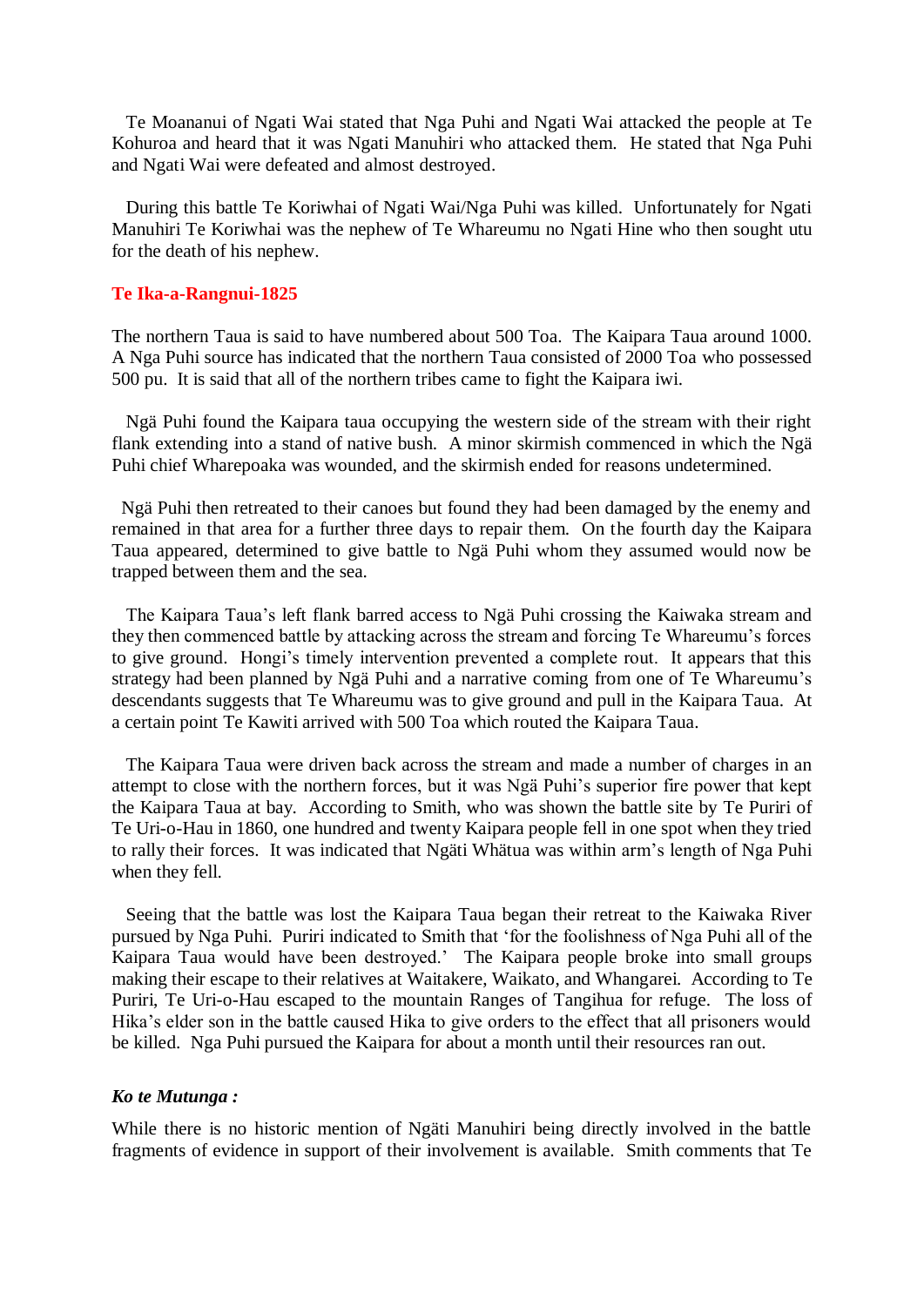Te Moananui of Ngati Wai stated that Nga Puhi and Ngati Wai attacked the people at Te Kohuroa and heard that it was Ngati Manuhiri who attacked them. He stated that Nga Puhi and Ngati Wai were defeated and almost destroyed.

During this battle Te Koriwhai of Ngati Wai/Nga Puhi was killed. Unfortunately for Ngati Manuhiri Te Koriwhai was the nephew of Te Whareumu no Ngati Hine who then sought utu for the death of his nephew.

### Te Ika-a-Rangnui-1825

The northern Taua is said to have numbered about 500 Toa. The Kaipara Taua around 1000. A Nga Puhi source has indicated that the northern Taua consisted of 2000 Toa who possessed 500 pu. It is said that all of the northern tribes came to fight the Kaipara iwi.

Ngä Puhi found the Kaipara taua occupying the western side of the stream with their right flank extending into a stand of native bush. A minor skirmish commenced in which the Ngä Puhi chief Wharepoaka was wounded, and the skirmish ended for reasons undetermined.

Ngä Puhi then retreated to their canoes but found they had been damaged by the enemy and remained in that area for a further three days to repair them. On the fourth day the Kaipara Taua appeared, determined to give battle to Ngä Puhi whom they assumed would now be trapped between them and the sea.

The Kaipara Taua's left flank barred access to Ngä Puhi crossing the Kaiwaka stream and they then commenced battle by attacking across the stream and forcing Te Whareumu's forces to give ground. Hongi's timely intervention prevented a complete rout. It appears that this strategy had been planned by Ngä Puhi and a narrative coming from one of Te Whareumu's descendants suggests that Te Whareumu was to give ground and pull in the Kaipara Taua. At a certain point Te Kawiti arrived with 500 Toa which routed the Kaipara Taua.

The Kaipara Taua were driven back across the stream and made a number of charges in an attempt to close with the northern forces, but it was Ngä Puhi's superior fire power that kept the Kaipara Taua at bay. According to Smith, who was shown the battle site by Te Puriri of Te Uri-o-Hau in 1860, one hundred and twenty Kaipara people fell in one spot when they tried to rally their forces. It was indicated that Ngäti Whätua was within arm's length of Nga Puhi when they fell.

Seeing that the battle was lost the Kaipara Taua began their retreat to the Kaiwaka River pursued by Nga Puhi. Puriri indicated to Smith that 'for the foolishness of Nga Puhi all of the Kaipara Taua would have been destroyed.' The Kaipara people broke into small groups making their escape to their relatives at Waitakere, Waikato, and Whangarei. According to Te Puriri, Te Uri-o-Hau escaped to the mountain Ranges of Tangihua for refuge. The loss of Hika's elder son in the battle caused Hika to give orders to the effect that all prisoners would be killed. Nga Puhi pursued the Kaipara for about a month until their resources ran out.

### *Ko te Mutunga :*

While there is no historic mention of Ngäti Manuhiri being directly involved in the battle fragments of evidence in support of their involvement is available. Smith comments that Te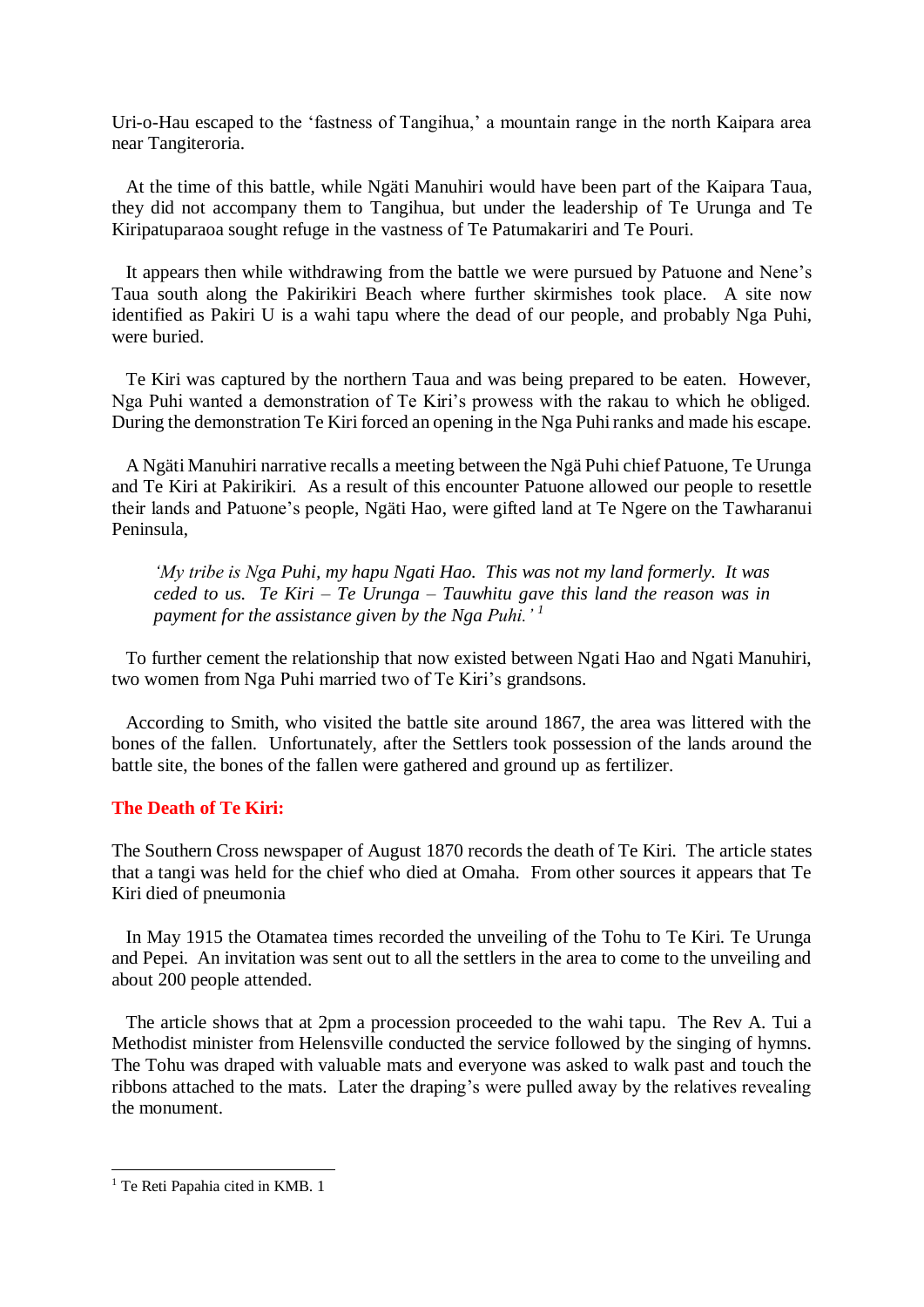Uri-o-Hau escaped to the 'fastness of Tangihua,' a mountain range in the north Kaipara area near Tangiteroria.

At the time of this battle, while Ngäti Manuhiri would have been part of the Kaipara Taua, they did not accompany them to Tangihua, but under the leadership of Te Urunga and Te Kiripatuparaoa sought refuge in the vastness of Te Patumakariri and Te Pouri.

It appears then while withdrawing from the battle we were pursued by Patuone and Nene's Taua south along the Pakirikiri Beach where further skirmishes took place. A site now identified as Pakiri U is a wahi tapu where the dead of our people, and probably Nga Puhi, were buried.

Te Kiri was captured by the northern Taua and was being prepared to be eaten. However, Nga Puhi wanted a demonstration of Te Kiri's prowess with the rakau to which he obliged. During the demonstration Te Kiri forced an opening in the Nga Puhi ranks and made his escape.

A Ngäti Manuhiri narrative recalls a meeting between the Ngä Puhi chief Patuone, Te Urunga and Te Kiri at Pakirikiri. As a result of this encounter Patuone allowed our people to resettle their lands and Patuone's people, Ngäti Hao, were gifted land at Te Ngere on the Tawharanui Peninsula,

> *'My tribe is Nga Puhi, my hapu Ngati Hao. This was not my land formerly. It was ceded to us. Te Kiri – Te Urunga – Tauwhitu gave this land the reason was in payment for the assistance given by the Nga Puhi.'* [1]

To further cement the relationship that now existed between Ngati Hao and Ngati Manuhiri, two women from Nga Puhi married two of Te Kiri's grandsons.

According to Smith, who visited the battle site around 1867, the area was littered with the bones of the fallen. Unfortunately, after the Settlers took possession of the lands around the battle site, the bones of the fallen were gathered and ground up as fertilizer.

### The Death of Te Kiri:

The Southern Cross newspaper of August 1870 records the death of Te Kiri. The article states that a tangi was held for the chief who died at Omaha. From other sources it appears that Te Kiri died of pneumonia

In May 1915 the Otamatea times recorded the unveiling of the Tohu to Te Kiri. Te Urunga and Pepei. An invitation was sent out to all the settlers in the area to come to the unveiling and about 200 people attended.

The article shows that at 2pm a procession proceeded to the wahi tapu. The Rev A. Tui a Methodist minister from Helensville conducted the service followed by the singing of hymns. The Tohu was draped with valuable mats and everyone was asked to walk past and touch the ribbons attached to the mats. Later the draping's were pulled away by the relatives revealing the monument.

---

[1] Te Reti Papahia cited in KMB. 1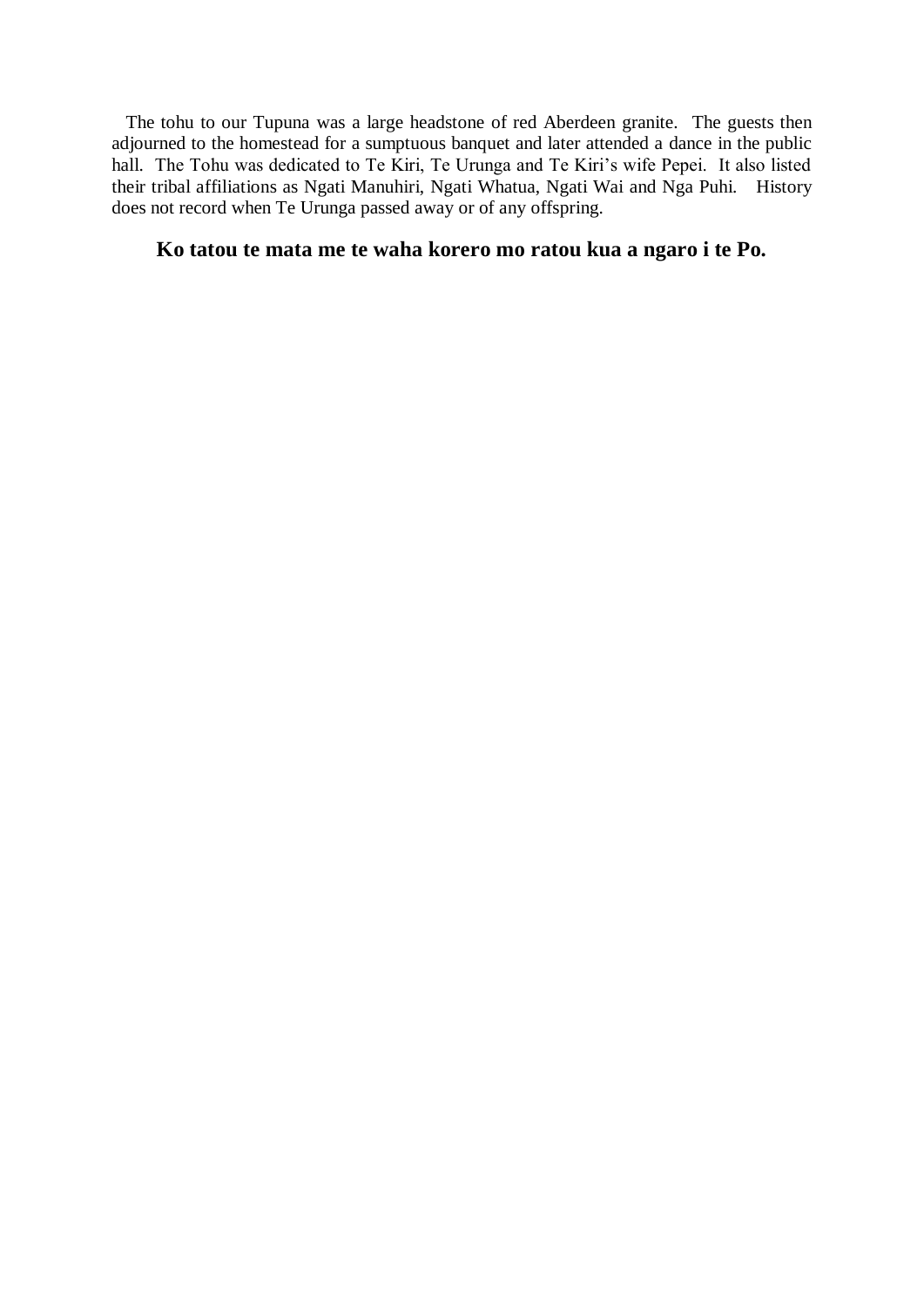The tohu to our Tupuna was a large headstone of red Aberdeen granite. The guests then adjourned to the homestead for a sumptuous banquet and later attended a dance in the public hall. The Tohu was dedicated to Te Kiri, Te Urunga and Te Kiri's wife Pepei. It also listed their tribal affiliations as Ngati Manuhiri, Ngati Whatua, Ngati Wai and Nga Puhi. History does not record when Te Urunga passed away or of any offspring.

**Ko tatou te mata me te waha korero mo ratou kua a ngaro i te Po.**